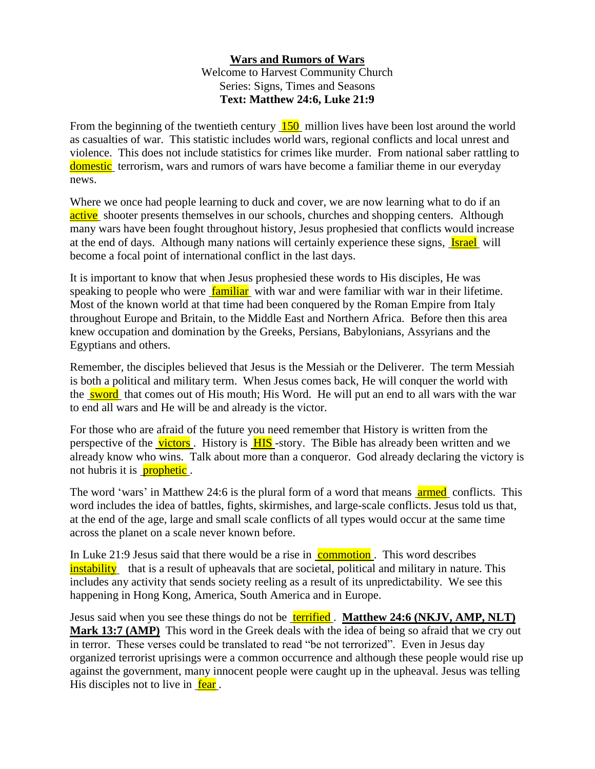**Wars and Rumors of Wars**

Welcome to Harvest Community Church

Series: Signs, Times and Seasons

**Text: Matthew 24:6, Luke 21:9**

From the beginning of the twentieth century 150 million lives have been lost around the world as casualties of war. This statistic includes world wars, regional conflicts and local unrest and violence. This does not include statistics for crimes like murder. From national saber rattling to domestic terrorism, wars and rumors of wars have become a familiar theme in our everyday news.

Where we once had people learning to duck and cover, we are now learning what to do if an active shooter presents themselves in our schools, churches and shopping centers. Although many wars have been fought throughout history, Jesus prophesied that conflicts would increase at the end of days. Although many nations will certainly experience these signs, Israel will become a focal point of international conflict in the last days.

It is important to know that when Jesus prophesied these words to His disciples, He was speaking to people who were familiar with war and were familiar with war in their lifetime. Most of the known world at that time had been conquered by the Roman Empire from Italy throughout Europe and Britain, to the Middle East and Northern Africa. Before then this area knew occupation and domination by the Greeks, Persians, Babylonians, Assyrians and the Egyptians and others.

Remember, the disciples believed that Jesus is the Messiah or the Deliverer. The term Messiah is both a political and military term. When Jesus comes back, He will conquer the world with the sword that comes out of His mouth; His Word. He will put an end to all wars with the war to end all wars and He will be and already is the victor.

For those who are afraid of the future you need remember that History is written from the perspective of the victors. History is HIS-story. The Bible has already been written and we already know who wins. Talk about more than a conqueror. God already declaring the victory is not hubris it is prophetic.

The word 'wars' in Matthew 24:6 is the plural form of a word that means armed conflicts. This word includes the idea of battles, fights, skirmishes, and large-scale conflicts. Jesus told us that, at the end of the age, large and small scale conflicts of all types would occur at the same time across the planet on a scale never known before.

In Luke 21:9 Jesus said that there would be a rise in commotion. This word describes instability that is a result of upheavals that are societal, political and military in nature. This includes any activity that sends society reeling as a result of its unpredictability. We see this happening in Hong Kong, America, South America and in Europe.

Jesus said when you see these things do not be terrified. **Matthew 24:6 (NKJV, AMP, NLT) Mark 13:7 (AMP)** This word in the Greek deals with the idea of being so afraid that we cry out in terror. These verses could be translated to read "be not terrorized". Even in Jesus day organized terrorist uprisings were a common occurrence and although these people would rise up against the government, many innocent people were caught up in the upheaval. Jesus was telling His disciples not to live in fear.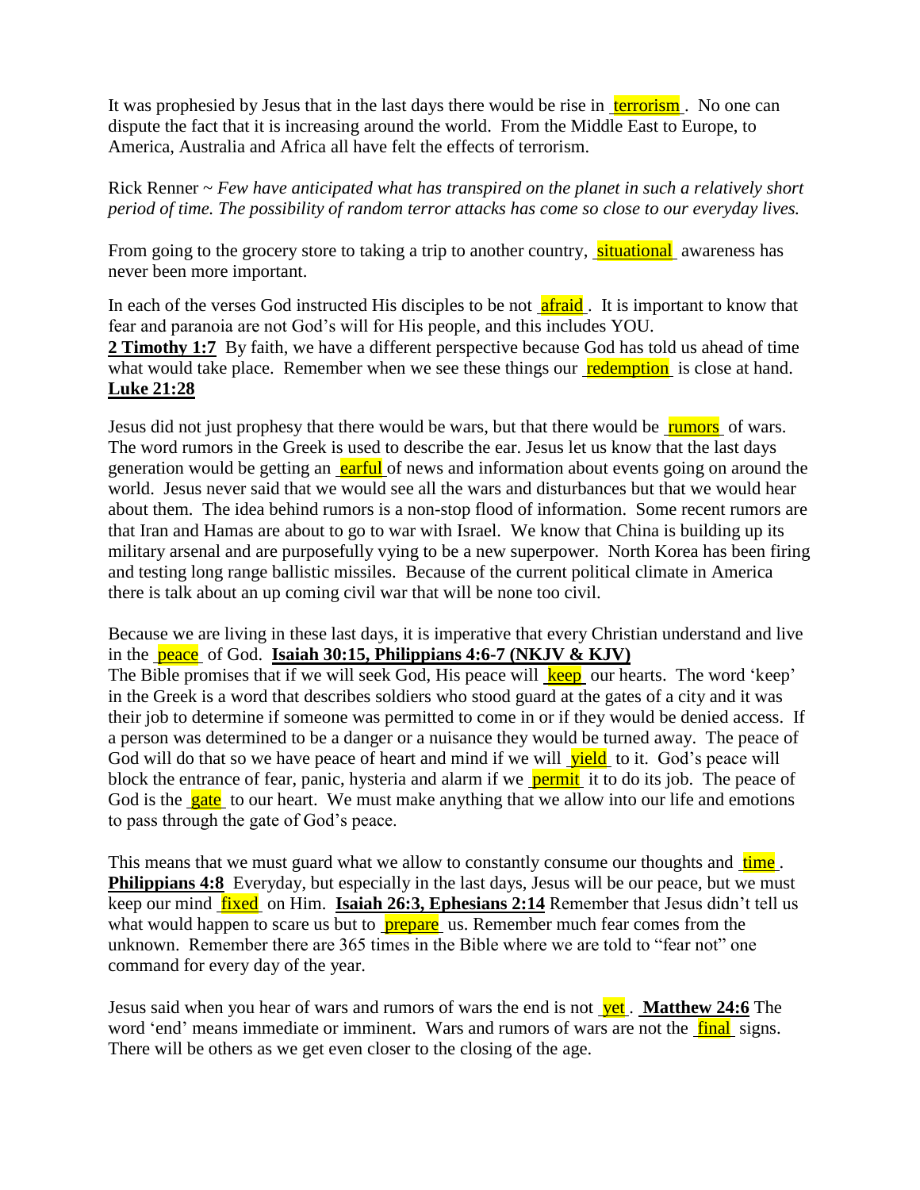It was prophesied by Jesus that in the last days there would be rise in terrorism. No one can dispute the fact that it is increasing around the world. From the Middle East to Europe, to America, Australia and Africa all have felt the effects of terrorism.

Rick Renner ~ *Few have anticipated what has transpired on the planet in such a relatively short period of time. The possibility of random terror attacks has come so close to our everyday lives.*

From going to the grocery store to taking a trip to another country, situational awareness has never been more important.

In each of the verses God instructed His disciples to be not afraid. It is important to know that fear and paranoia are not God's will for His people, and this includes YOU. **2 Timothy 1:7** By faith, we have a different perspective because God has told us ahead of time what would take place. Remember when we see these things our redemption is close at hand. **Luke 21:28**

Jesus did not just prophesy that there would be wars, but that there would be rumors of wars. The word rumors in the Greek is used to describe the ear. Jesus let us know that the last days generation would be getting an earful of news and information about events going on around the world. Jesus never said that we would see all the wars and disturbances but that we would hear about them. The idea behind rumors is a non-stop flood of information. Some recent rumors are that Iran and Hamas are about to go to war with Israel. We know that China is building up its military arsenal and are purposefully vying to be a new superpower. North Korea has been firing and testing long range ballistic missiles. Because of the current political climate in America there is talk about an up coming civil war that will be none too civil.

Because we are living in these last days, it is imperative that every Christian understand and live in the peace of God. **Isaiah 30:15, Philippians 4:6-7 (NKJV & KJV)**
The Bible promises that if we will seek God, His peace will keep our hearts. The word 'keep' in the Greek is a word that describes soldiers who stood guard at the gates of a city and it was their job to determine if someone was permitted to come in or if they would be denied access. If a person was determined to be a danger or a nuisance they would be turned away. The peace of God will do that so we have peace of heart and mind if we will yield to it. God's peace will block the entrance of fear, panic, hysteria and alarm if we permit it to do its job. The peace of God is the gate to our heart. We must make anything that we allow into our life and emotions to pass through the gate of God's peace.

This means that we must guard what we allow to constantly consume our thoughts and time. **Philippians 4:8** Everyday, but especially in the last days, Jesus will be our peace, but we must keep our mind fixed on Him. **Isaiah 26:3, Ephesians 2:14** Remember that Jesus didn't tell us what would happen to scare us but to prepare us. Remember much fear comes from the unknown. Remember there are 365 times in the Bible where we are told to "fear not" one command for every day of the year.

Jesus said when you hear of wars and rumors of wars the end is not yet. **Matthew 24:6** The word 'end' means immediate or imminent. Wars and rumors of wars are not the final signs. There will be others as we get even closer to the closing of the age.